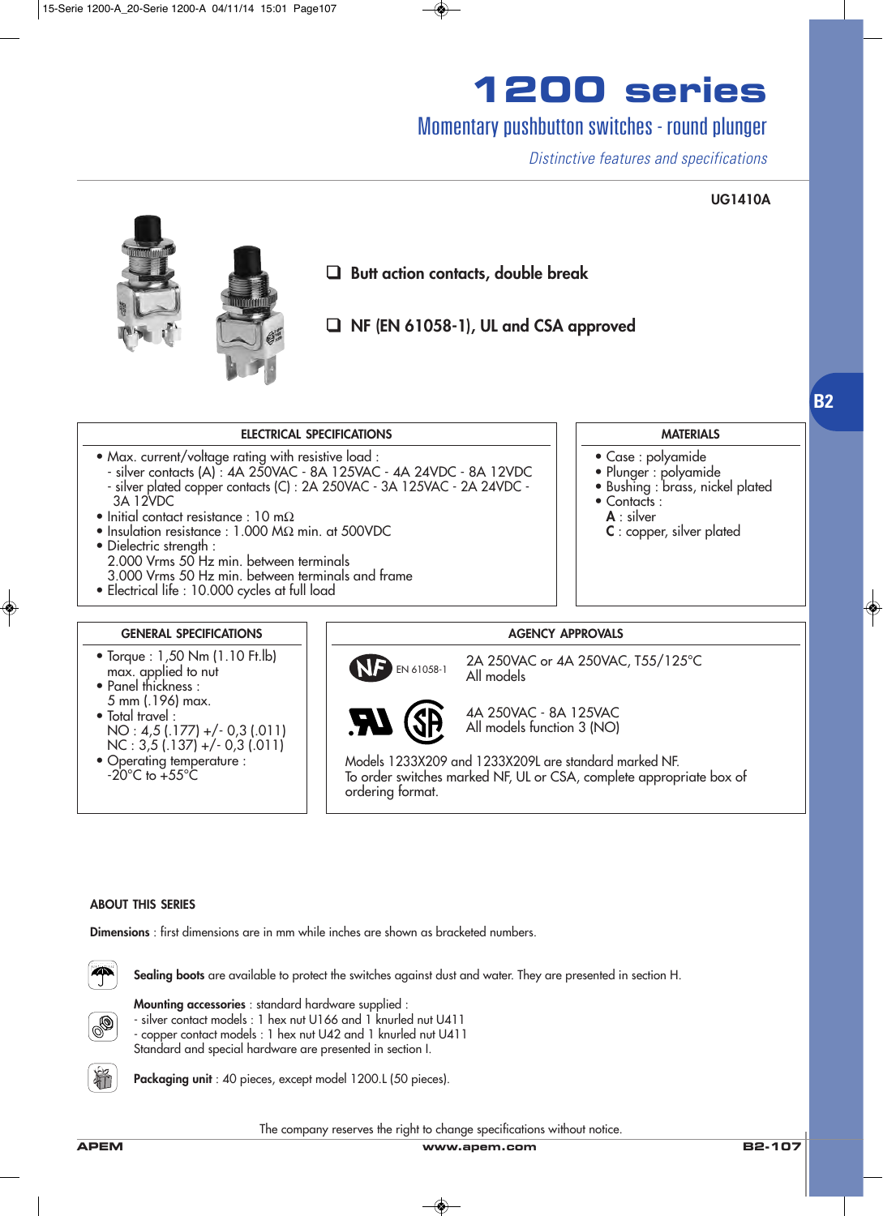# 1200 series

## Momentary pushbutton switches - round plunger

*Distinctive features and specifications*

UG1410A

- ❑ **Butt action contacts, double break**
- ❑ **NF (EN 61058-1), UL and CSA approved**

B2

### ELECTRICAL SPECIFICATIONS

- Max. current/voltage rating with resistive load :
  - silver contacts (A) : 4A 250VAC - 8A 125VAC - 4A 24VDC - 8A 12VDC
  - silver plated copper contacts (C) : 2A 250VAC - 3A 125VAC - 2A 24VDC - 3A 12VDC
- Initial contact resistance : 10 mΩ
- Insulation resistance : 1.000 MΩ min. at 500VDC
- Dielectric strength :
  2.000 Vrms 50 Hz min. between terminals
  3.000 Vrms 50 Hz min. between terminals and frame
- Electrical life : 10.000 cycles at full load

### MATERIALS

- Case : polyamide
- Plunger : polyamide
- Bushing : brass, nickel plated
- Contacts :
  **A** : silver
  **C** : copper, silver plated

### GENERAL SPECIFICATIONS

- Torque : 1,50 Nm (1.10 Ft.lb) max. applied to nut
- Panel thickness :
  5 mm (.196) max.
- Total travel :
  NO : 4,5 (.177) +/- 0,3 (.011)
  NC : 3,5 (.137) +/- 0,3 (.011)
- Operating temperature :
  -20°C to +55°C

### AGENCY APPROVALS

| | |
|---|---|
| NF EN 61058-1 | 2A 250VAC or 4A 250VAC, T55/125°C<br>All models |
| UL / CSA | 4A 250VAC - 8A 125VAC<br>All models function 3 (NO) |

Models 1233X209 and 1233X209L are standard marked NF.
To order switches marked NF, UL or CSA, complete appropriate box of ordering format.

### ABOUT THIS SERIES

**Dimensions** : first dimensions are in mm while inches are shown as bracketed numbers.

**Sealing boots** are available to protect the switches against dust and water. They are presented in section H.

**Mounting accessories** : standard hardware supplied :
- silver contact models : 1 hex nut U166 and 1 knurled nut U411
- copper contact models : 1 hex nut U42 and 1 knurled nut U411

Standard and special hardware are presented in section I.

**Packaging unit** : 40 pieces, except model 1200.L (50 pieces).

The company reserves the right to change specifications without notice.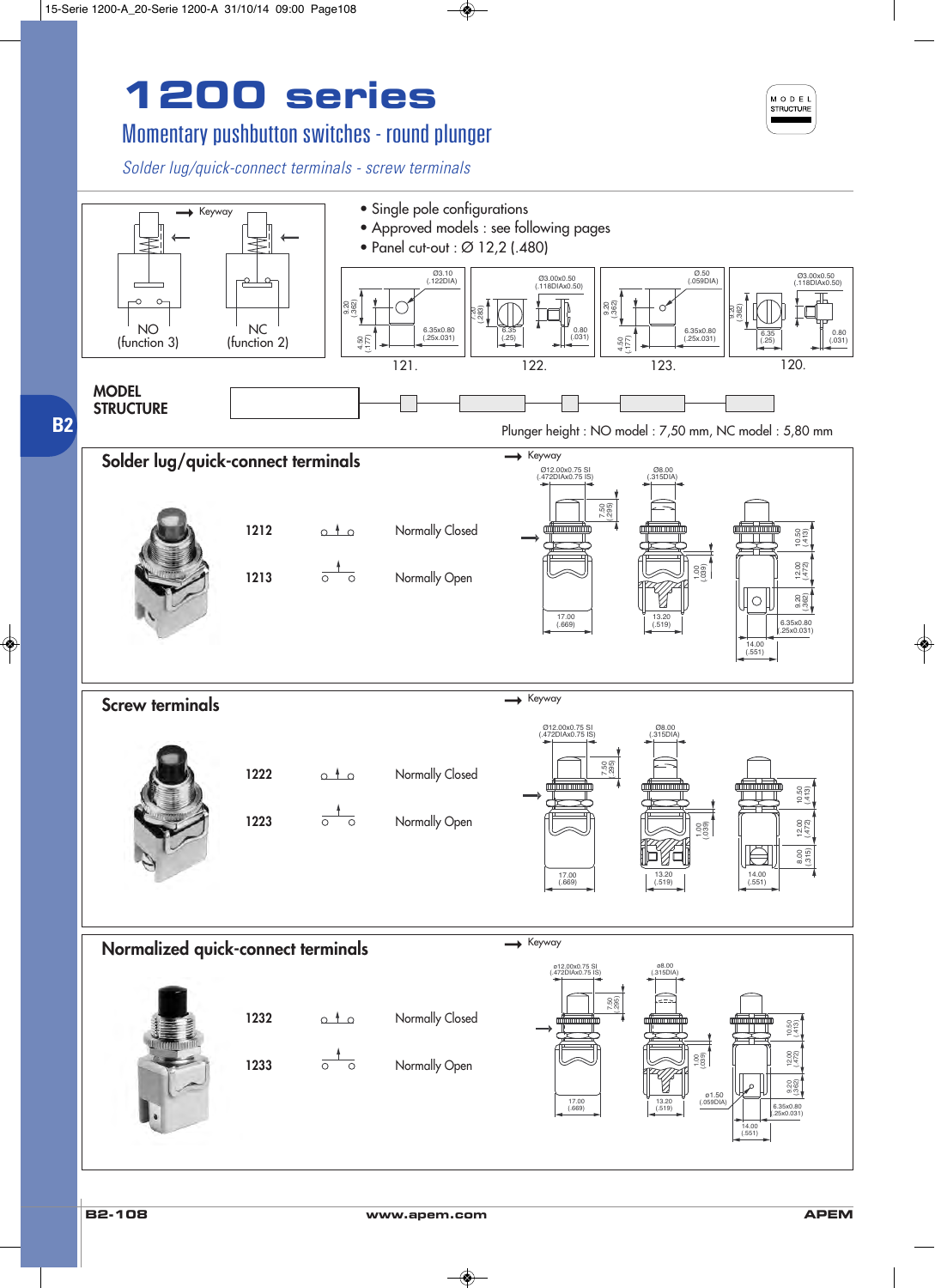# 1200 series

## Momentary pushbutton switches - round plunger

*Solder lug/quick-connect terminals - screw terminals*

- Single pole configurations
- Approved models : see following pages
- Panel cut-out : Ø 12,2 (.480)

Keyway

NO (function 3) | NC (function 2)

121. | 122. | 123. | 120.

**MODEL STRUCTURE**

Plunger height : NO model : 7,50 mm, NC model : 5,80 mm

## Solder lug/quick-connect terminals

| Model | Function |
|---|---|
| 1212 | Normally Closed |
| 1213 | Normally Open |

## Screw terminals

| Model | Function |
|---|---|
| 1222 | Normally Closed |
| 1223 | Normally Open |

## Normalized quick-connect terminals

| Model | Function |
|---|---|
| 1232 | Normally Closed |
| 1233 | Normally Open |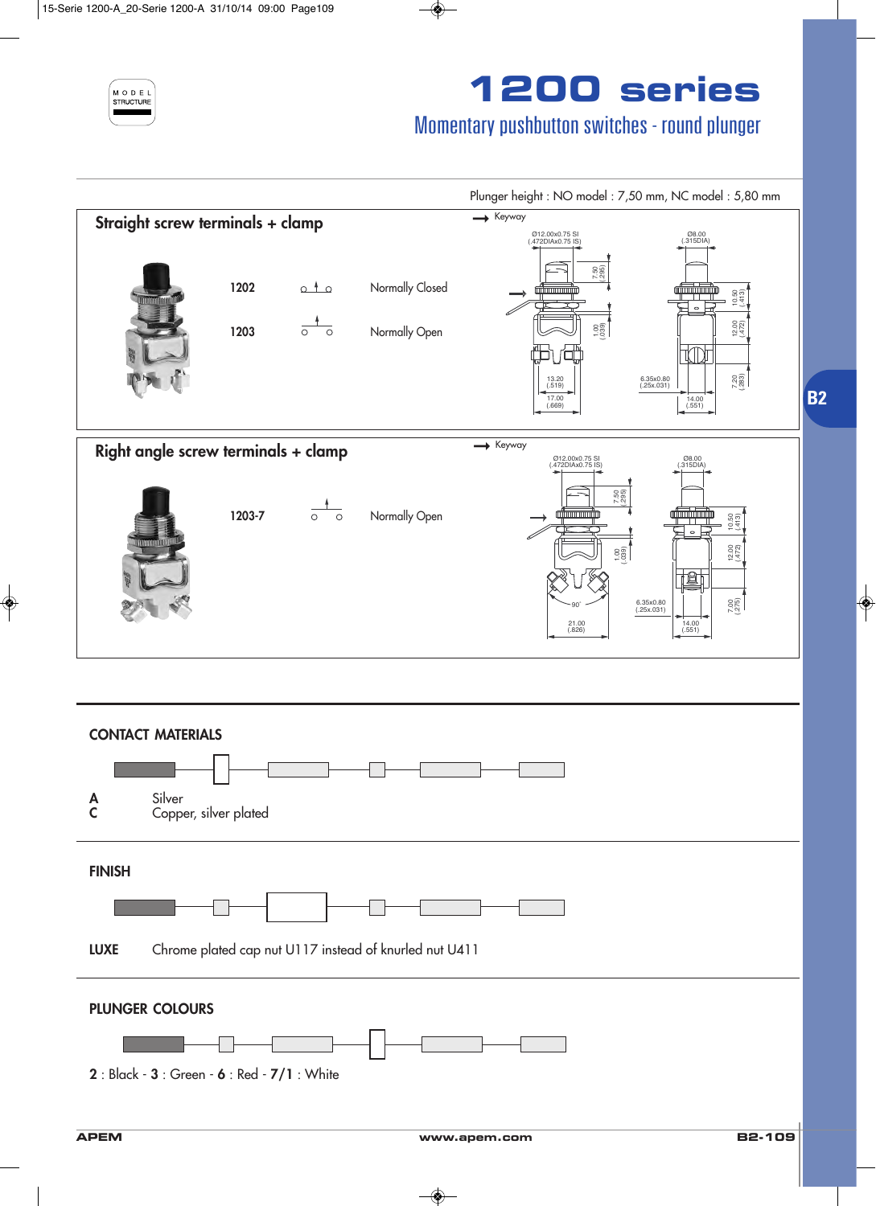# 1200 series

## Momentary pushbutton switches - round plunger

Plunger height : NO model : 7,50 mm, NC model : 5,80 mm

### Straight screw terminals + clamp

| | | |
|---|---|---|
| 1202 | | Normally Closed |
| 1203 | | Normally Open |

### Right angle screw terminals + clamp

| | | |
|---|---|---|
| 1203-7 | | Normally Open |

## CONTACT MATERIALS

**A** Silver
**C** Copper, silver plated

## FINISH

**LUXE** Chrome plated cap nut U117 instead of knurled nut U411

## PLUNGER COLOURS

**2** : Black - **3** : Green - **6** : Red - **7/1** : White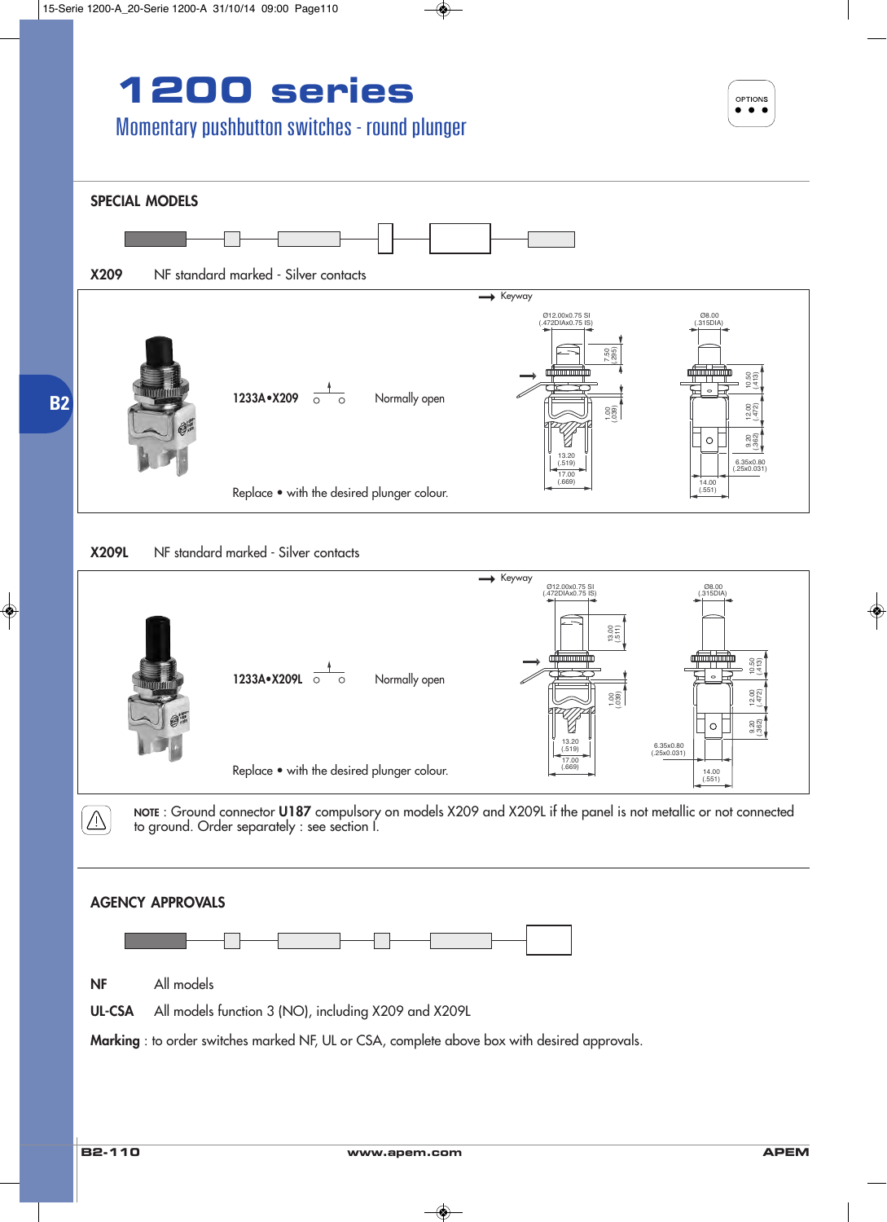# 1200 series

## Momentary pushbutton switches - round plunger

OPTIONS

### SPECIAL MODELS

**X209** NF standard marked - Silver contacts

Keyway

Ø12.00x0.75 SI (.472DIAx0.75 IS) | Ø8.00 (.315DIA)

**1233A•X209** Normally open

Replace • with the desired plunger colour.

**X209L** NF standard marked - Silver contacts

Keyway

Ø12.00x0.75 SI (.472DIAx0.75 IS) | Ø8.00 (.315DIA)

**1233A•X209L** Normally open

Replace • with the desired plunger colour.

**NOTE** : Ground connector **U187** compulsory on models X209 and X209L if the panel is not metallic or not connected to ground. Order separately : see section I.

### AGENCY APPROVALS

**NF** All models

**UL-CSA** All models function 3 (NO), including X209 and X209L

**Marking** : to order switches marked NF, UL or CSA, complete above box with desired approvals.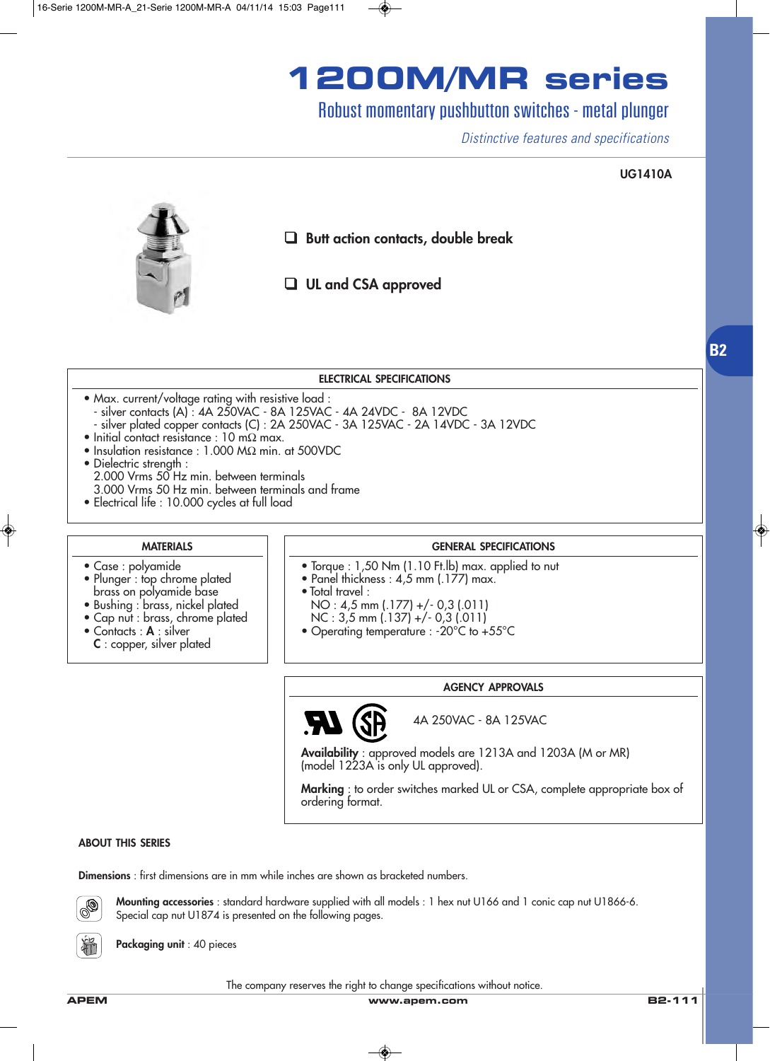# 1200M/MR series

## Robust momentary pushbutton switches - metal plunger

*Distinctive features and specifications*

**UG1410A**

- ❑ **Butt action contacts, double break**
- ❑ **UL and CSA approved**

### ELECTRICAL SPECIFICATIONS

- Max. current/voltage rating with resistive load :
  - silver contacts (A) : 4A 250VAC - 8A 125VAC - 4A 24VDC - 8A 12VDC
  - silver plated copper contacts (C) : 2A 250VAC - 3A 125VAC - 2A 14VDC - 3A 12VDC
- Initial contact resistance : 10 mΩ max.
- Insulation resistance : 1.000 MΩ min. at 500VDC
- Dielectric strength :
  2.000 Vrms 50 Hz min. between terminals
  3.000 Vrms 50 Hz min. between terminals and frame
- Electrical life : 10.000 cycles at full load

### MATERIALS

- Case : polyamide
- Plunger : top chrome plated brass on polyamide base
- Bushing : brass, nickel plated
- Cap nut : brass, chrome plated
- Contacts : **A** : silver
  **C** : copper, silver plated

### GENERAL SPECIFICATIONS

- Torque : 1,50 Nm (1.10 Ft.lb) max. applied to nut
- Panel thickness : 4,5 mm (.177) max.
- Total travel :
  NO : 4,5 mm (.177) +/- 0,3 (.011)
  NC : 3,5 mm (.137) +/- 0,3 (.011)
- Operating temperature : -20°C to +55°C

### AGENCY APPROVALS

4A 250VAC - 8A 125VAC

**Availability** : approved models are 1213A and 1203A (M or MR) (model 1223A is only UL approved).

**Marking** : to order switches marked UL or CSA, complete appropriate box of ordering format.

### ABOUT THIS SERIES

**Dimensions** : first dimensions are in mm while inches are shown as bracketed numbers.

**Mounting accessories** : standard hardware supplied with all models : 1 hex nut U166 and 1 conic cap nut U1866-6. Special cap nut U1874 is presented on the following pages.

**Packaging unit** : 40 pieces

The company reserves the right to change specifications without notice.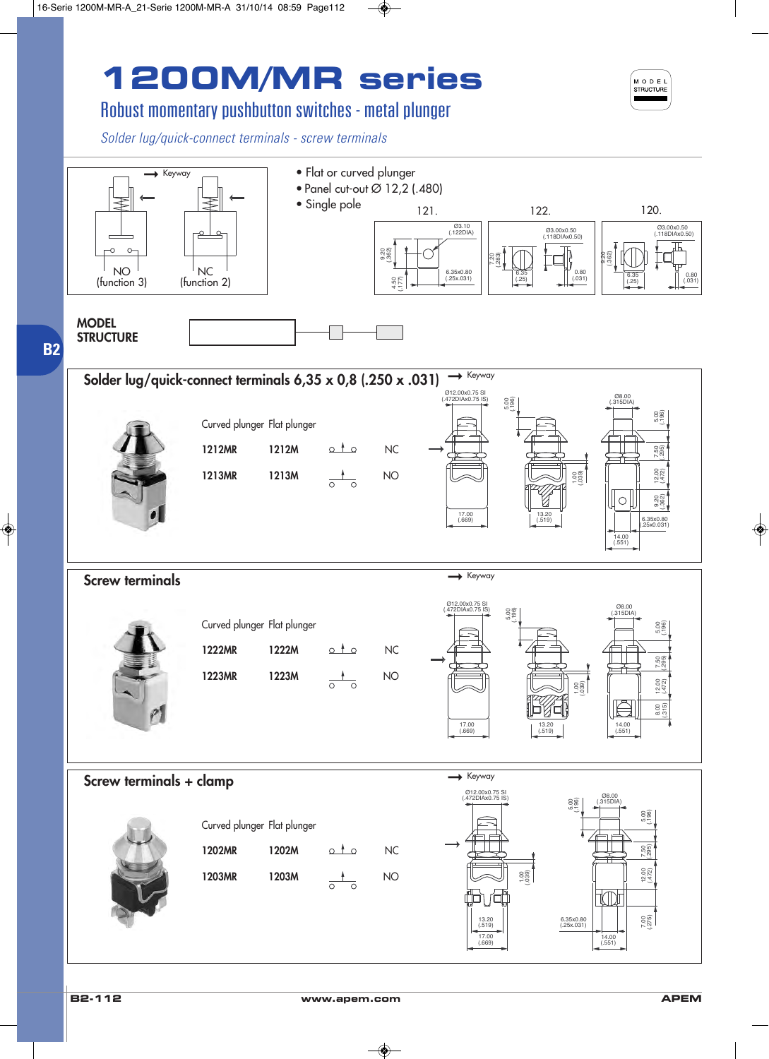# 1200M/MR series

## Robust momentary pushbutton switches - metal plunger

*Solder lug/quick-connect terminals - screw terminals*

- Flat or curved plunger
- Panel cut-out Ø 12,2 (.480)
- Single pole

NO (function 3) — NC (function 2)

Keyway

121. 122. 120.

**MODEL STRUCTURE**

## Solder lug/quick-connect terminals 6,35 x 0,8 (.250 x .031)

| Curved plunger | Flat plunger | | |
|---|---|---|---|
| 1212MR | 1212M | | NC |
| 1213MR | 1213M | | NO |

## Screw terminals

| Curved plunger | Flat plunger | | |
|---|---|---|---|
| 1222MR | 1222M | | NC |
| 1223MR | 1223M | | NO |

## Screw terminals + clamp

| Curved plunger | Flat plunger | | |
|---|---|---|---|
| 1202MR | 1202M | | NC |
| 1203MR | 1203M | | NO |

www.apem.com

APEM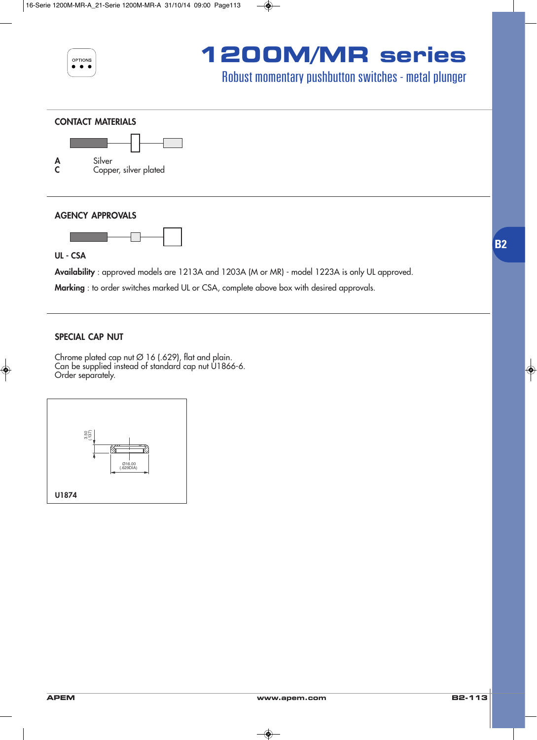# 1200M/MR series

## Robust momentary pushbutton switches - metal plunger

### CONTACT MATERIALS

**A** Silver
**C** Copper, silver plated

### AGENCY APPROVALS

**UL - CSA**

**Availability** : approved models are 1213A and 1203A (M or MR) - model 1223A is only UL approved.

**Marking** : to order switches marked UL or CSA, complete above box with desired approvals.

### SPECIAL CAP NUT

Chrome plated cap nut Ø 16 (.629), flat and plain.
Can be supplied instead of standard cap nut U1866-6.
Order separately.

3.50 (.137)

Ø16.00 (.629DIA)

**U1874**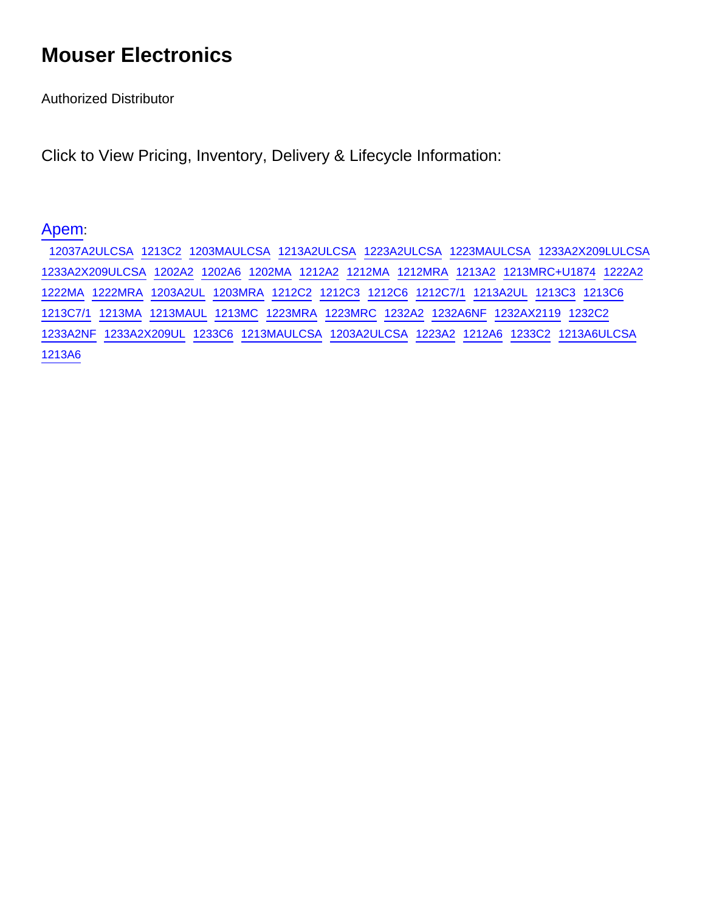# Mouser Electronics

Authorized Distributor

Click to View Pricing, Inventory, Delivery & Lifecycle Information:

Apem:

12037A2ULCSA 1213C2 1203MAULCSA 1213A2ULCSA 1223A2ULCSA 1223MAULCSA 1233A2X209LULCSA 1233A2X209ULCSA 1202A2 1202A6 1202MA 1212A2 1212MA 1212MRA 1213A2 1213MRC+U1874 1222A2 1222MA 1222MRA 1203A2UL 1203MRA 1212C2 1212C3 1212C6 1212C7/1 1213A2UL 1213C3 1213C6 1213C7/1 1213MA 1213MAUL 1213MC 1223MRA 1223MRC 1232A2 1232A6NF 1232AX2119 1232C2 1233A2NF 1233A2X209UL 1233C6 1213MAULCSA 1203A2ULCSA 1223A2 1212A6 1233C2 1213A6ULCSA 1213A6